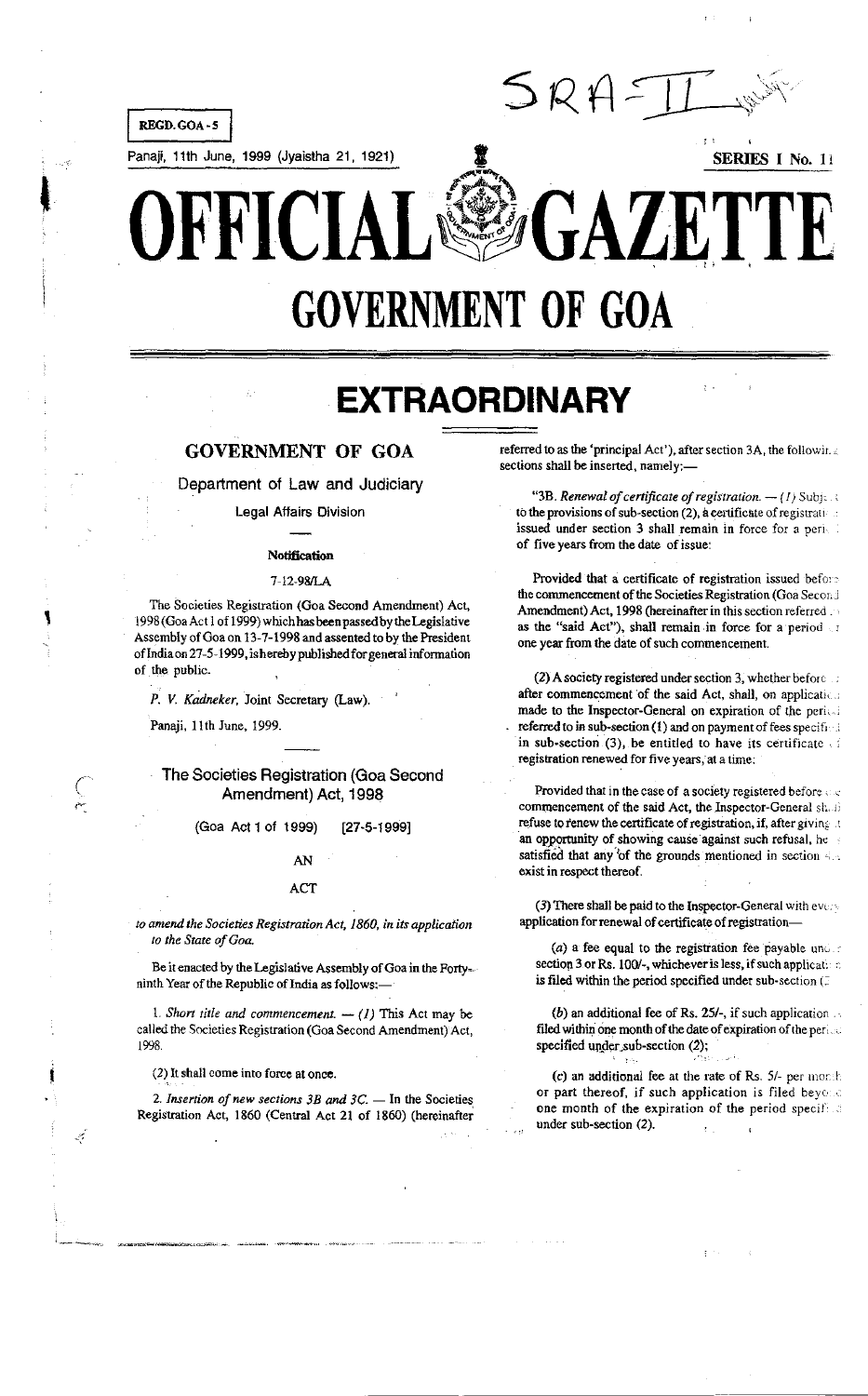REGD. GOA - 5

Panaji, 11th June, 1999 (Jyaistha 21, 1921)

SERIES I No. 11

# OFFICIAL GAZETTE

# GOVERNMENT OF GOA

# EXTRAORDINARY

## GOVERNMENT OF GOA

### Department of Law and Judiciary

Legal Affairs Division

**Notification**

7-12-98/LA

The Societies Registration (Goa Second Amendment) Act, 1998 (Goa Act 1 of 1999) which has been passed by the Legislative Assembly of Goa on 13-7-1998 and assented to by the President of India on 27-5-1999, is hereby published for general information of the public.

*P. V. Kadneker*, Joint Secretary (Law).

Panaji, 11th June, 1999.

### The Societies Registration (Goa Second Amendment) Act, 1998

(Goa Act 1 of 1999) [27-5-1999]

AN

ACT

*to amend the Societies Registration Act, 1860, in its application to the State of Goa.*

Be it enacted by the Legislative Assembly of Goa in the Forty-ninth Year of the Republic of India as follows:—

1. *Short title and commencement.* — (1) This Act may be called the Societies Registration (Goa Second Amendment) Act, 1998.

(2) It shall come into force at once.

2. *Insertion of new sections 3B and 3C.* — In the Societies Registration Act, 1860 (Central Act 21 of 1860) (hereinafter referred to as the 'principal Act'), after section 3A, the following sections shall be inserted, namely:—

"3B. *Renewal of certificate of registration.* — (1) Subject to the provisions of sub-section (2), a certificate of registration issued under section 3 shall remain in force for a period of five years from the date of issue:

Provided that a certificate of registration issued before the commencement of the Societies Registration (Goa Second Amendment) Act, 1998 (hereinafter in this section referred to as the "said Act"), shall remain in force for a period of one year from the date of such commencement.

(2) A society registered under section 3, whether before or after commencement of the said Act, shall, on application made to the Inspector-General on expiration of the period referred to in sub-section (1) and on payment of fees specified in sub-section (3), be entitled to have its certificate of registration renewed for five years, at a time:

Provided that in the case of a society registered before the commencement of the said Act, the Inspector-General shall refuse to renew the certificate of registration, if, after giving it an opportunity of showing cause against such refusal, he is satisfied that any of the grounds mentioned in section 4... exist in respect thereof.

(3) There shall be paid to the Inspector-General with every application for renewal of certificate of registration—

(a) a fee equal to the registration fee payable under section 3 or Rs. 100/-, whichever is less, if such application is filed within the period specified under sub-section (2);

(b) an additional fee of Rs. 25/-, if such application is filed within one month of the date of expiration of the period specified under sub-section (2);

(c) an additional fee at the rate of Rs. 5/- per month or part thereof, if such application is filed beyond one month of the expiration of the period specified under sub-section (2).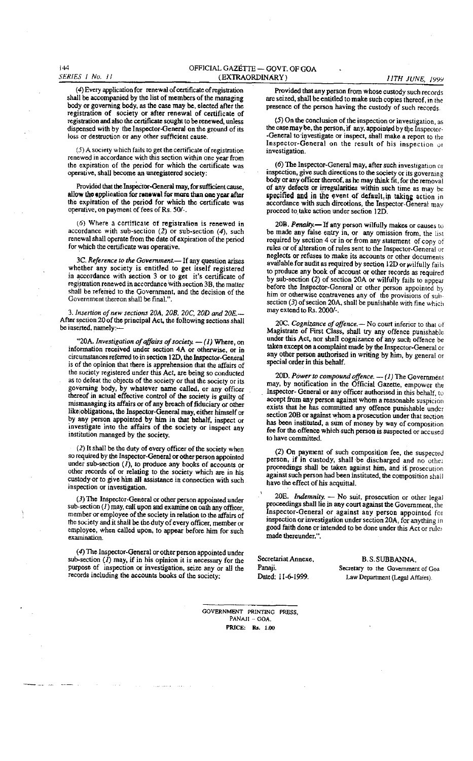(4) Every application for renewal of certificate of registration shall be accompanied by the list of members of the managing body or governing body, as the case may be, elected after the registration of society or after renewal of certificate of registration and also the certificate sought to be renewed, unless dispensed with by the Inspector-General on the ground of its loss or destruction or any other sufficient cause.

(5) A society which fails to get the certificate of registration renewed in accordance with this section within one year from the expiration of the period for which the certificate was operative, shall become an unregistered society:

Provided that the Inspector-General may, for sufficient cause, allow the application for renewal for more than one year after the expiration of the period for which the certificate was operative, on payment of fees of Rs. 50/-.

(6) Where a certificate of registration is renewed in accordance with sub-section (2) or sub-section (4), such renewal shall operate from the date of expiration of the period for which the certificate was operative.

3C. *Reference to the Government.*— If any question arises whether any society is entitled to get itself registered in accordance with section 3 or to get it's certificate of registration renewed in accordance with section 3B, the matter shall be referred to the Government, and the decision of the Government thereon shall be final.".

3. *Insertion of new sections 20A, 20B, 20C, 20D and 20E.*— After section 20 of the principal Act, the following sections shall be inserted, namely:—

"20A. *Investigation of affairs of society.* — (1) Where, on information received under section 4A or otherwise, or in circumstances referred to in section 12D, the Inspector-General is of the opinion that there is apprehension that the affairs of the society registered under this Act, are being so conducted as to defeat the objects of the society or that the society or its governing body, by whatever name called, or any officer thereof in actual effective control of the society is guilty of mismanaging its affairs or of any breach of fiduciary or other like obligations, the Inspector-General may, either himself or by any person appointed by him in that behalf, inspect or investigate into the affairs of the society or inspect any institution managed by the society.

(2) It shall be the duty of every officer of the society when so required by the Inspector-General or other person appointed under sub-section (1), to produce any books of accounts or other records of or relating to the society which are in his custody or to give him all assistance in connection with such inspection or investigation.

(3) The Inspector-General or other person appointed under sub-section (1) may, call upon and examine on oath any officer, member or employee of the society in relation to the affairs of the society and it shall be the duty of every officer, member or employee, when called upon, to appear before him for such examination.

(4) The Inspector-General or other person appointed under sub-section (1) may, if in his opinion it is necessary for the purpose of inspection or investigation, seize any or all the records including the accounts books of the society:

Provided that any person from whose custody such records are seized, shall be entitled to make such copies thereof, in the presence of the person having the custody of such records.

(5) On the conclusion of the inspection or investigation, as the case may be, the person, if any, appointed by the Inspector-General to investigate or inspect, shall make a report to the Inspector-General on the result of his inspection or investigation.

(6) The Inspector-General may, after such investigation or inspection, give such directions to the society or its governing body or any officer thereof, as he may think fit, for the removal of any defects or irregularities within such time as may be specified and in the event of default, in taking action in accordance with such directions, the Inspector-General may proceed to take action under section 12D.

20B. *Penalty.*— If any person wilfully makes or causes to be made any false entry in, or any omission from, the list required by section 4 or in or from any statement of copy of rules or of alteration of rules sent to the Inspector-General or neglects or refuses to make its accounts or other documents available for audit as required by section 12D or wilfully fails to produce any book of account or other records as required by sub-section (2) of section 20A or wilfully fails to appear before the Inspector-General or other person appointed by him or otherwise contravenes any of the provisions of sub-section (3) of section 20A, shall be punishable with fine which may extend to Rs. 2000/-.

20C. *Cognizance of offence.*— No court inferior to that of Magistrate of First Class, shall try any offence punishable under this Act, nor shall cognizance of any such offence be taken except on a complaint made by the Inspector-General or any other person authorised in writing by him, by general or special order in this behalf.

20D. *Power to compound offence.* — (1) The Government may, by notification in the Official Gazette, empower the Inspector- General or any officer authorised in this behalf, to accept from any person against whom a reasonable suspicion exists that he has committed any offence punishable under section 20B or against whom a prosecution under that section has been instituted, a sum of money by way of composition fee for the offence which such person is suspected or accused to have committed.

(2) On payment of such composition fee, the suspected person, if in custody, shall be discharged and no other proceedings shall be taken against him, and if prosecution against such person had been instituted, the composition shall have the effect of his acquittal.

20E. *Indemnity.* — No suit, prosecution or other legal proceedings shall lie in any court against the Government, the Inspector-General or against any person appointed for inspection or investigation under section 20A, for anything in good faith done or intended to be done under this Act or rules made thereunder.".

Secretariat Annexe,
Panaji.
Dated: 11-6-1999.

B. S. SUBBANNA,
Secretary to the Government of Goa
Law Department (Legal Affairs).

GOVERNMENT PRINTING PRESS,
PANAJI – GOA.
PRICE: Rs. 1.00